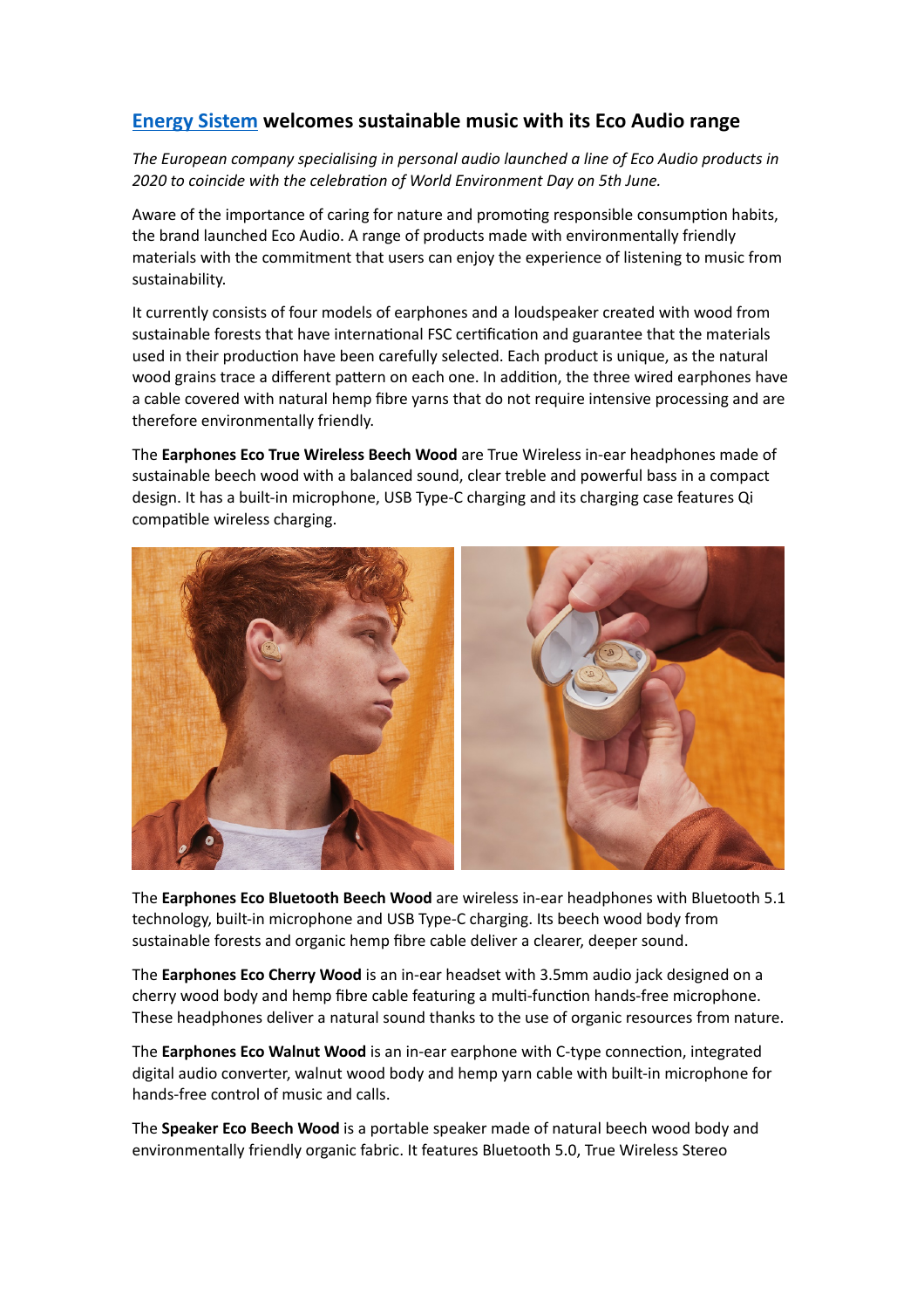## [Energy Sistem](#) welcomes sustainable music with its Eco Audio range

*The European company specialising in personal audio launched a line of Eco Audio products in 2020 to coincide with the celebration of World Environment Day on 5th June.*

Aware of the importance of caring for nature and promoting responsible consumption habits, the brand launched Eco Audio. A range of products made with environmentally friendly materials with the commitment that users can enjoy the experience of listening to music from sustainability.

It currently consists of four models of earphones and a loudspeaker created with wood from sustainable forests that have international FSC certification and guarantee that the materials used in their production have been carefully selected. Each product is unique, as the natural wood grains trace a different pattern on each one. In addition, the three wired earphones have a cable covered with natural hemp fibre yarns that do not require intensive processing and are therefore environmentally friendly.

The **Earphones Eco True Wireless Beech Wood** are True Wireless in-ear headphones made of sustainable beech wood with a balanced sound, clear treble and powerful bass in a compact design. It has a built-in microphone, USB Type-C charging and its charging case features Qi compatible wireless charging.

The **Earphones Eco Bluetooth Beech Wood** are wireless in-ear headphones with Bluetooth 5.1 technology, built-in microphone and USB Type-C charging. Its beech wood body from sustainable forests and organic hemp fibre cable deliver a clearer, deeper sound.

The **Earphones Eco Cherry Wood** is an in-ear headset with 3.5mm audio jack designed on a cherry wood body and hemp fibre cable featuring a multi-function hands-free microphone. These headphones deliver a natural sound thanks to the use of organic resources from nature.

The **Earphones Eco Walnut Wood** is an in-ear earphone with C-type connection, integrated digital audio converter, walnut wood body and hemp yarn cable with built-in microphone for hands-free control of music and calls.

The **Speaker Eco Beech Wood** is a portable speaker made of natural beech wood body and environmentally friendly organic fabric. It features Bluetooth 5.0, True Wireless Stereo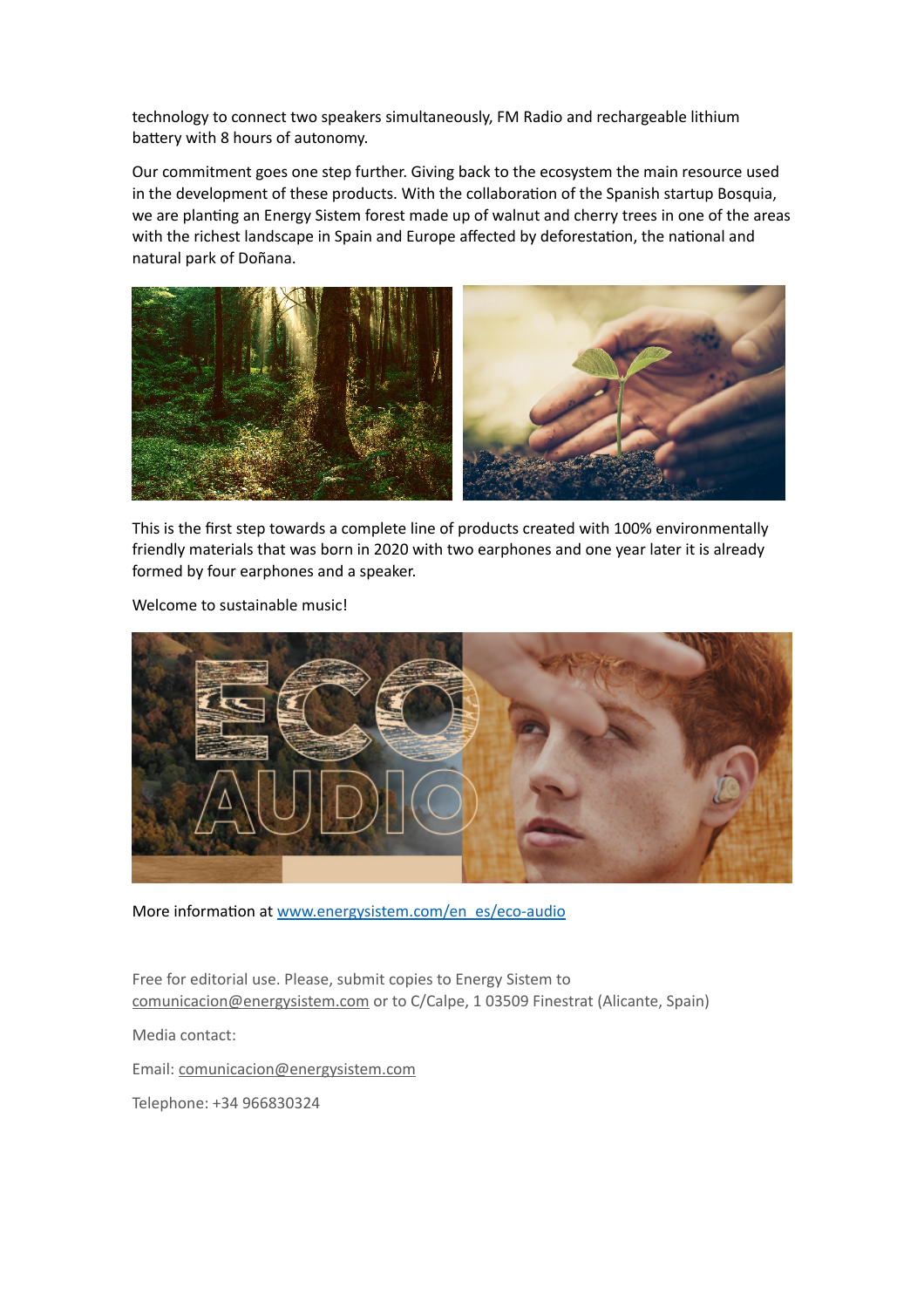technology to connect two speakers simultaneously, FM Radio and rechargeable lithium battery with 8 hours of autonomy.

Our commitment goes one step further. Giving back to the ecosystem the main resource used in the development of these products. With the collaboration of the Spanish startup Bosquia, we are planting an Energy Sistem forest made up of walnut and cherry trees in one of the areas with the richest landscape in Spain and Europe affected by deforestation, the national and natural park of Doñana.

This is the first step towards a complete line of products created with 100% environmentally friendly materials that was born in 2020 with two earphones and one year later it is already formed by four earphones and a speaker.

Welcome to sustainable music!

More information at [www.energysistem.com/en_es/eco-audio](www.energysistem.com/en_es/eco-audio)

Free for editorial use. Please, submit copies to Energy Sistem to comunicacion@energysistem.com or to C/Calpe, 1 03509 Finestrat (Alicante, Spain)

Media contact:

Email: comunicacion@energysistem.com

Telephone: +34 966830324